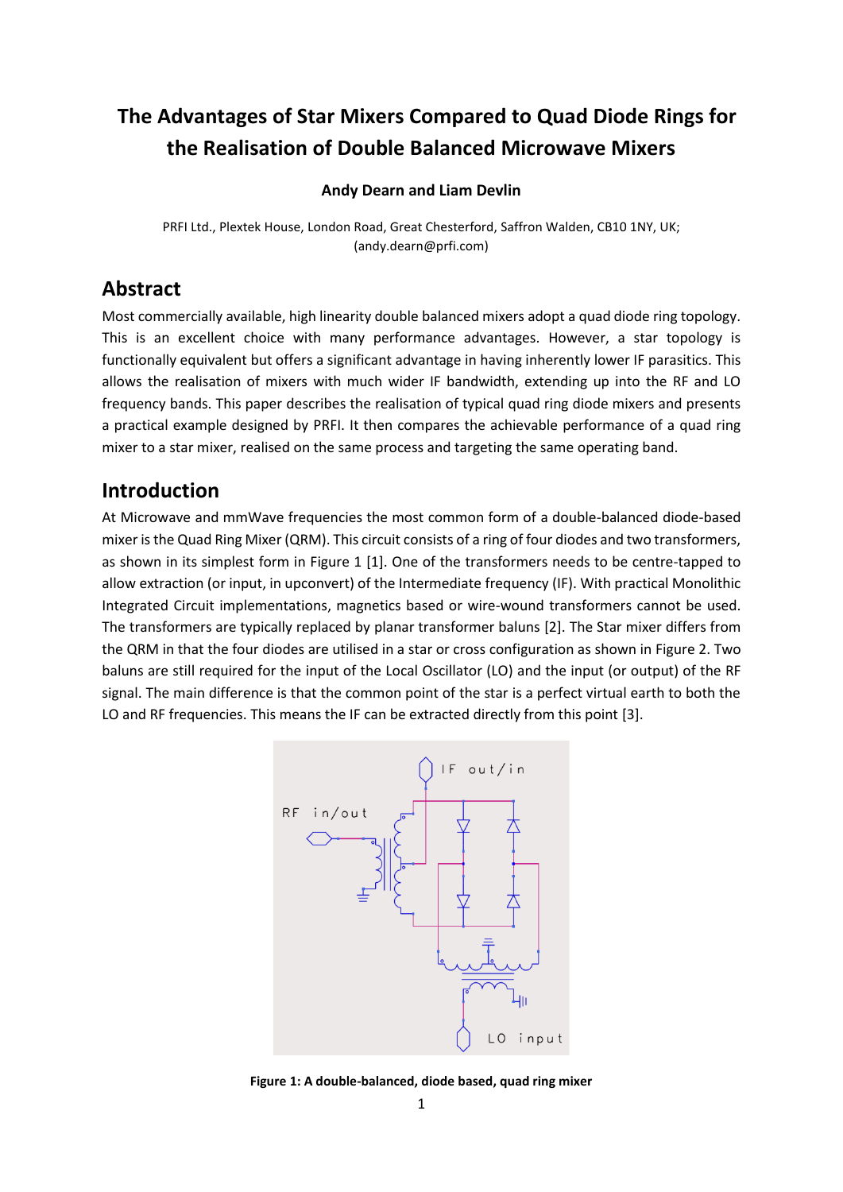# The Advantages of Star Mixers Compared to Quad Diode Rings for the Realisation of Double Balanced Microwave Mixers

**Andy Dearn and Liam Devlin**

PRFI Ltd., Plextek House, London Road, Great Chesterford, Saffron Walden, CB10 1NY, UK; (andy.dearn@prfi.com)

## Abstract

Most commercially available, high linearity double balanced mixers adopt a quad diode ring topology. This is an excellent choice with many performance advantages. However, a star topology is functionally equivalent but offers a significant advantage in having inherently lower IF parasitics. This allows the realisation of mixers with much wider IF bandwidth, extending up into the RF and LO frequency bands. This paper describes the realisation of typical quad ring diode mixers and presents a practical example designed by PRFI. It then compares the achievable performance of a quad ring mixer to a star mixer, realised on the same process and targeting the same operating band.

## Introduction

At Microwave and mmWave frequencies the most common form of a double-balanced diode-based mixer is the Quad Ring Mixer (QRM). This circuit consists of a ring of four diodes and two transformers, as shown in its simplest form in Figure 1 [1]. One of the transformers needs to be centre-tapped to allow extraction (or input, in upconvert) of the Intermediate frequency (IF). With practical Monolithic Integrated Circuit implementations, magnetics based or wire-wound transformers cannot be used. The transformers are typically replaced by planar transformer baluns [2]. The Star mixer differs from the QRM in that the four diodes are utilised in a star or cross configuration as shown in Figure 2. Two baluns are still required for the input of the Local Oscillator (LO) and the input (or output) of the RF signal. The main difference is that the common point of the star is a perfect virtual earth to both the LO and RF frequencies. This means the IF can be extracted directly from this point [3].

**Figure 1: A double-balanced, diode based, quad ring mixer**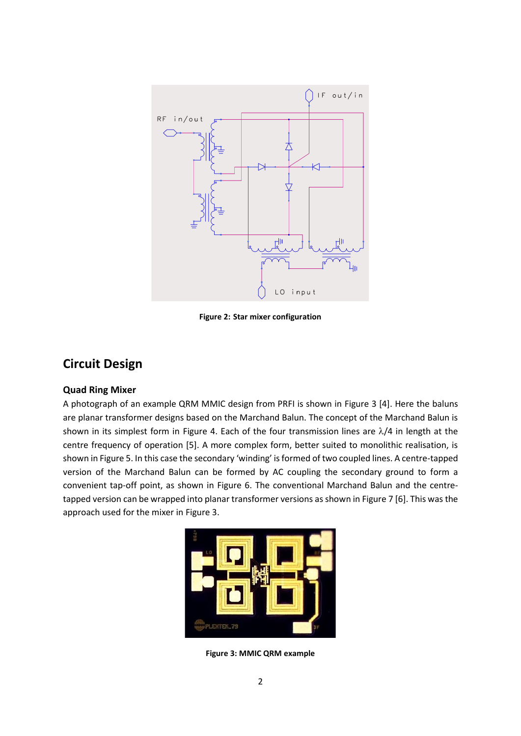Figure 2: Star mixer configuration

## Circuit Design

### Quad Ring Mixer

A photograph of an example QRM MMIC design from PRFI is shown in Figure 3 [4]. Here the baluns are planar transformer designs based on the Marchand Balun. The concept of the Marchand Balun is shown in its simplest form in Figure 4. Each of the four transmission lines are $\lambda/4$ in length at the centre frequency of operation [5]. A more complex form, better suited to monolithic realisation, is shown in Figure 5. In this case the secondary 'winding' is formed of two coupled lines. A centre-tapped version of the Marchand Balun can be formed by AC coupling the secondary ground to form a convenient tap-off point, as shown in Figure 6. The conventional Marchand Balun and the centre-tapped version can be wrapped into planar transformer versions as shown in Figure 7 [6]. This was the approach used for the mixer in Figure 3.

Figure 3: MMIC QRM example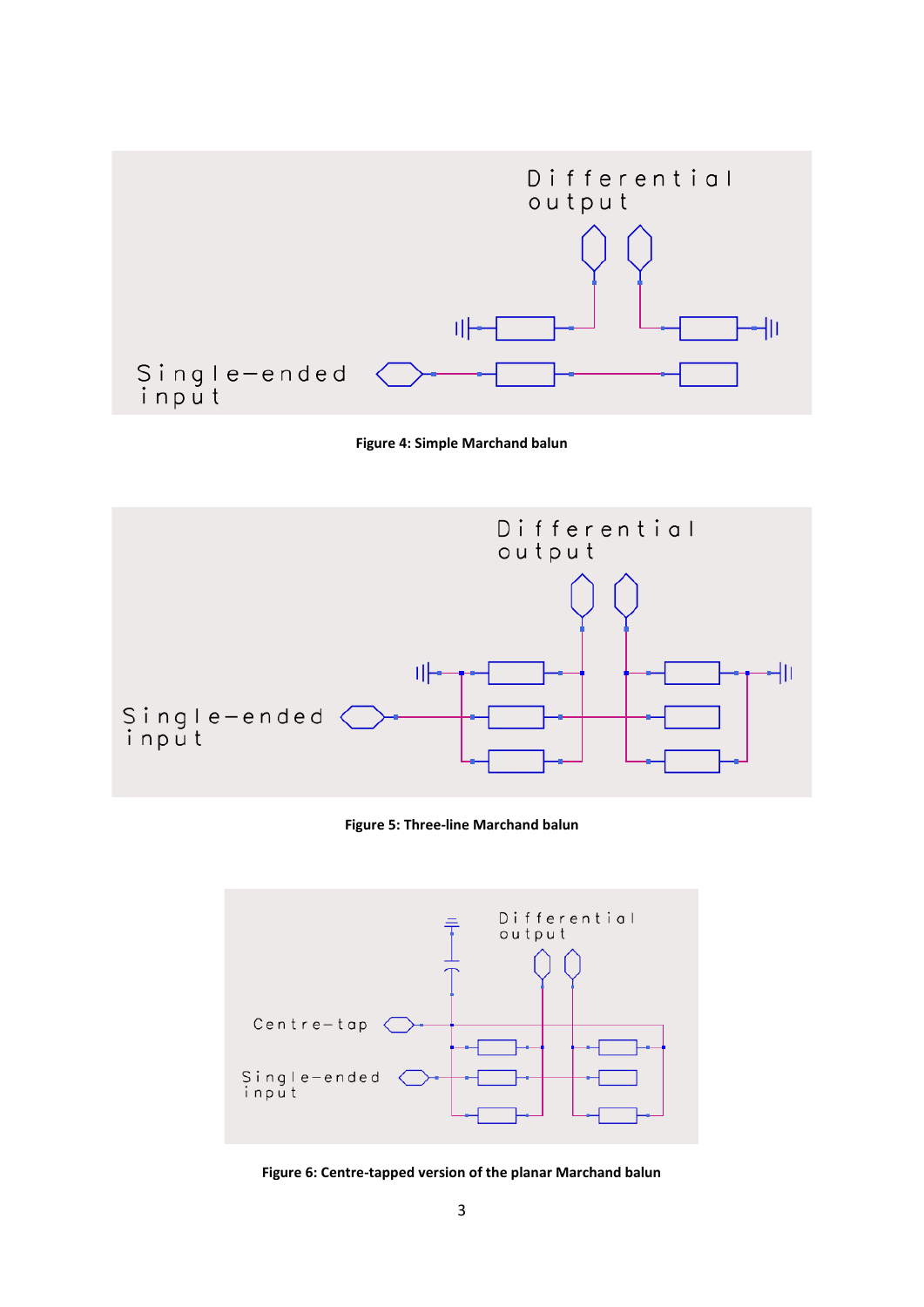Figure 4: Simple Marchand balun

Figure 5: Three-line Marchand balun

Figure 6: Centre-tapped version of the planar Marchand balun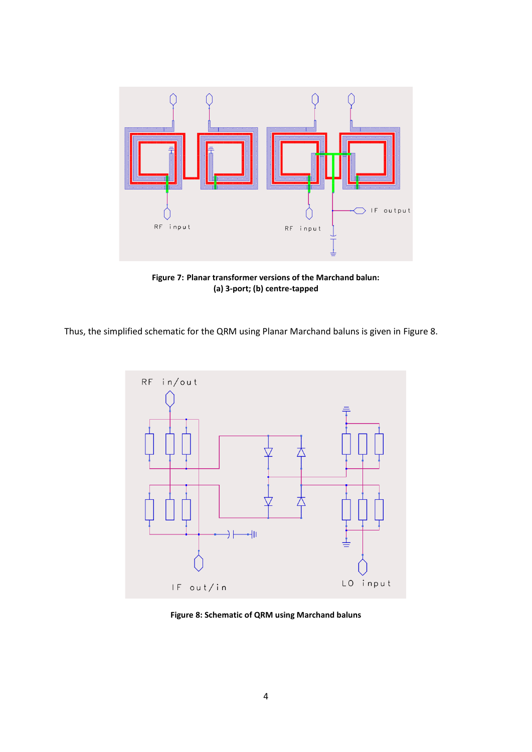Figure 7: Planar transformer versions of the Marchand balun: (a) 3-port; (b) centre-tapped

Thus, the simplified schematic for the QRM using Planar Marchand baluns is given in Figure 8.

**Figure 8: Schematic of QRM using Marchand baluns**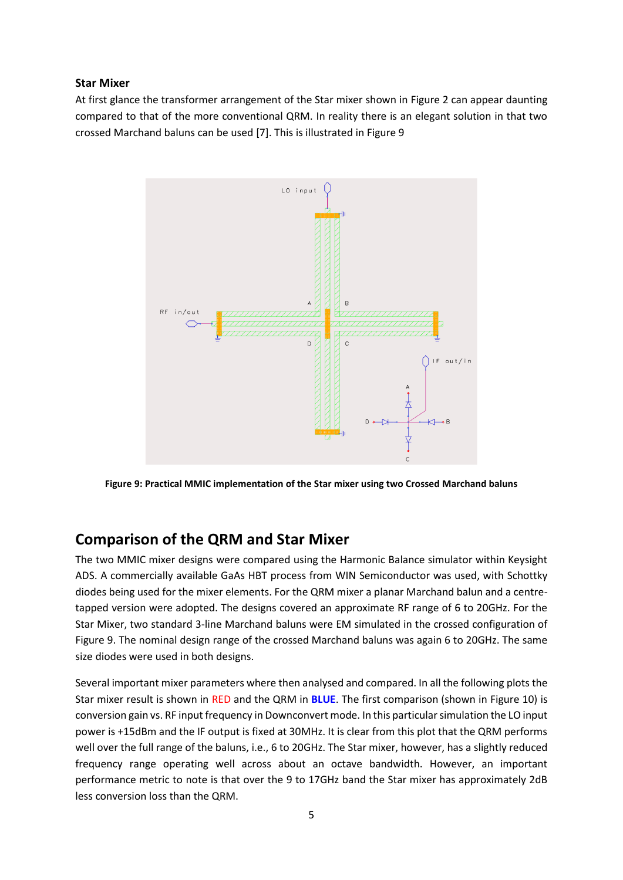**Star Mixer**

At first glance the transformer arrangement of the Star mixer shown in Figure 2 can appear daunting compared to that of the more conventional QRM. In reality there is an elegant solution in that two crossed Marchand baluns can be used [7]. This is illustrated in Figure 9

**Figure 9: Practical MMIC implementation of the Star mixer using two Crossed Marchand baluns**

## Comparison of the QRM and Star Mixer

The two MMIC mixer designs were compared using the Harmonic Balance simulator within Keysight ADS. A commercially available GaAs HBT process from WIN Semiconductor was used, with Schottky diodes being used for the mixer elements. For the QRM mixer a planar Marchand balun and a centre-tapped version were adopted. The designs covered an approximate RF range of 6 to 20GHz. For the Star Mixer, two standard 3-line Marchand baluns were EM simulated in the crossed configuration of Figure 9. The nominal design range of the crossed Marchand baluns was again 6 to 20GHz. The same size diodes were used in both designs.

Several important mixer parameters where then analysed and compared. In all the following plots the Star mixer result is shown in RED and the QRM in **BLUE**. The first comparison (shown in Figure 10) is conversion gain vs. RF input frequency in Downconvert mode. In this particular simulation the LO input power is +15dBm and the IF output is fixed at 30MHz. It is clear from this plot that the QRM performs well over the full range of the baluns, i.e., 6 to 20GHz. The Star mixer, however, has a slightly reduced frequency range operating well across about an octave bandwidth. However, an important performance metric to note is that over the 9 to 17GHz band the Star mixer has approximately 2dB less conversion loss than the QRM.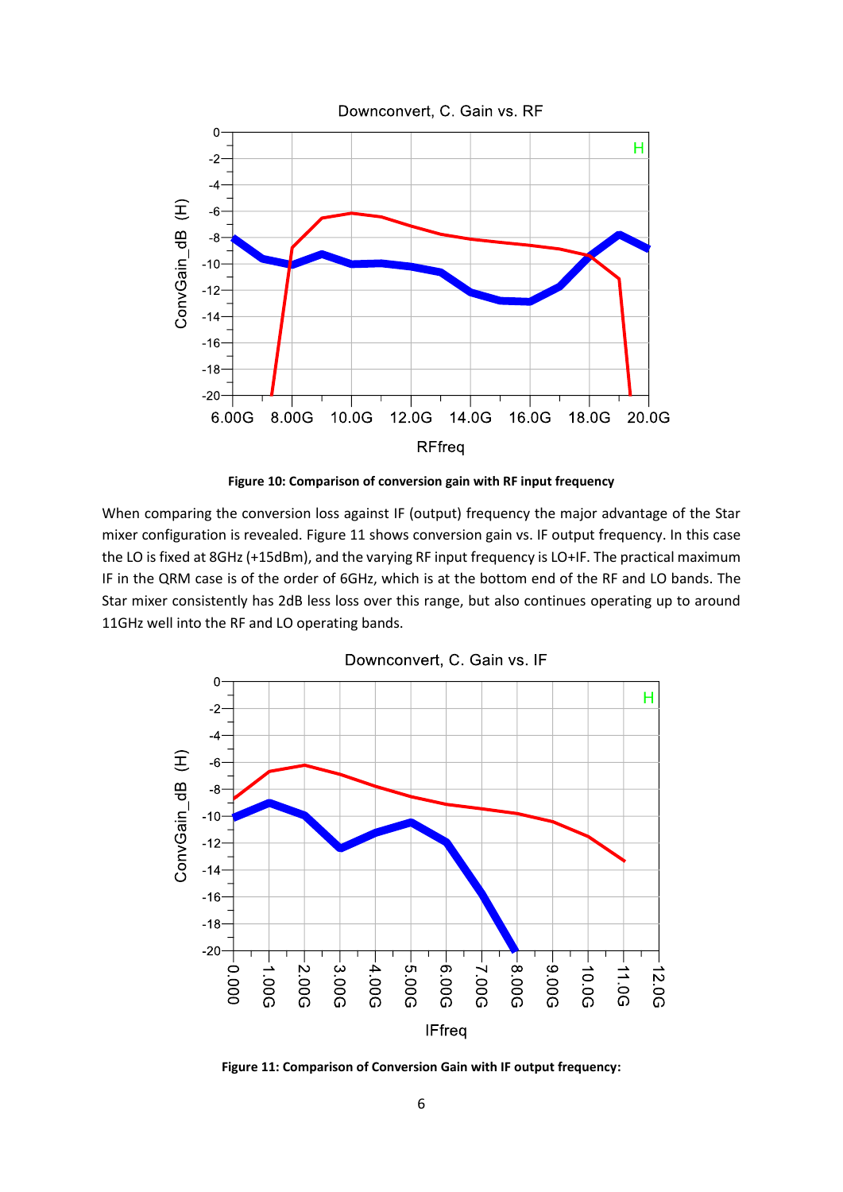**Figure 10: Comparison of conversion gain with RF input frequency**

When comparing the conversion loss against IF (output) frequency the major advantage of the Star mixer configuration is revealed. Figure 11 shows conversion gain vs. IF output frequency. In this case the LO is fixed at 8GHz (+15dBm), and the varying RF input frequency is LO+IF. The practical maximum IF in the QRM case is of the order of 6GHz, which is at the bottom end of the RF and LO bands. The Star mixer consistently has 2dB less loss over this range, but also continues operating up to around 11GHz well into the RF and LO operating bands.

**Figure 11: Comparison of Conversion Gain with IF output frequency:**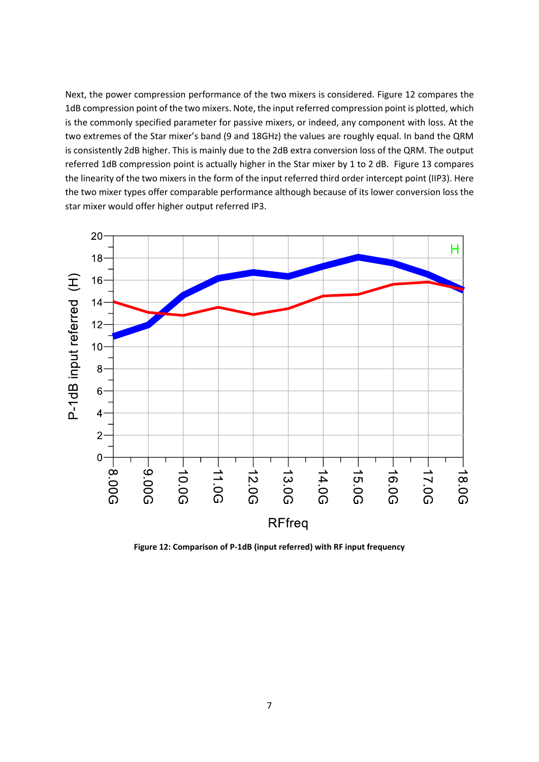Next, the power compression performance of the two mixers is considered. Figure 12 compares the 1dB compression point of the two mixers. Note, the input referred compression point is plotted, which is the commonly specified parameter for passive mixers, or indeed, any component with loss. At the two extremes of the Star mixer's band (9 and 18GHz) the values are roughly equal. In band the QRM is consistently 2dB higher. This is mainly due to the 2dB extra conversion loss of the QRM. The output referred 1dB compression point is actually higher in the Star mixer by 1 to 2 dB. Figure 13 compares the linearity of the two mixers in the form of the input referred third order intercept point (IIP3). Here the two mixer types offer comparable performance although because of its lower conversion loss the star mixer would offer higher output referred IP3.

**Figure 12: Comparison of P-1dB (input referred) with RF input frequency**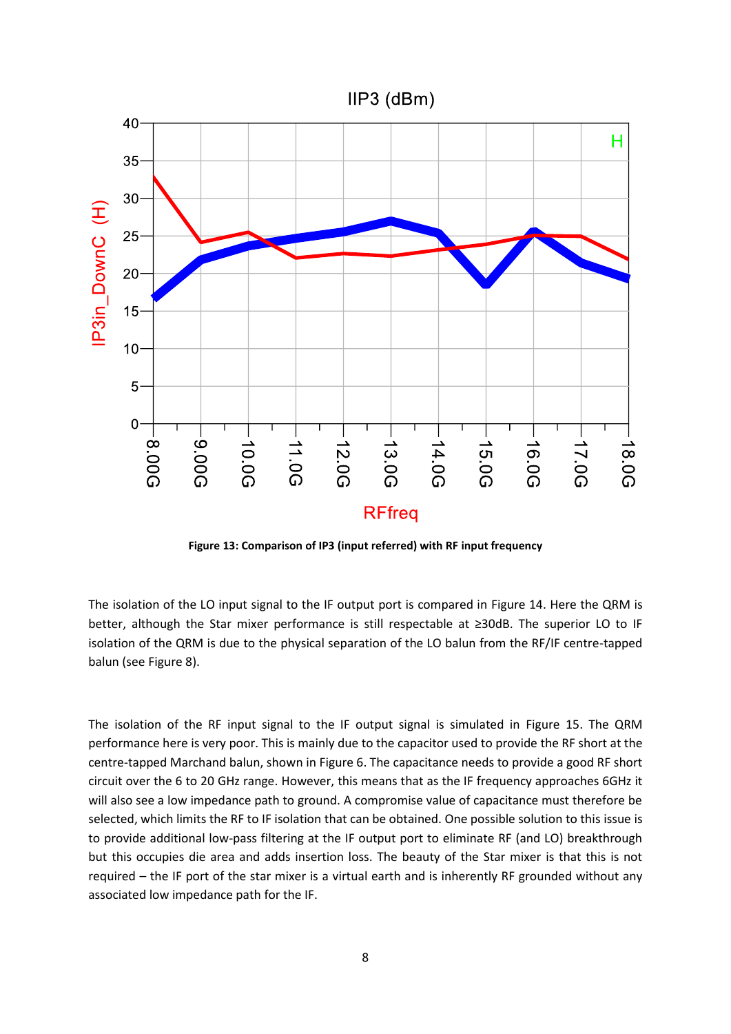**Figure 13: Comparison of IP3 (input referred) with RF input frequency**

The isolation of the LO input signal to the IF output port is compared in Figure 14. Here the QRM is better, although the Star mixer performance is still respectable at ≥30dB. The superior LO to IF isolation of the QRM is due to the physical separation of the LO balun from the RF/IF centre-tapped balun (see Figure 8).

The isolation of the RF input signal to the IF output signal is simulated in Figure 15. The QRM performance here is very poor. This is mainly due to the capacitor used to provide the RF short at the centre-tapped Marchand balun, shown in Figure 6. The capacitance needs to provide a good RF short circuit over the 6 to 20 GHz range. However, this means that as the IF frequency approaches 6GHz it will also see a low impedance path to ground. A compromise value of capacitance must therefore be selected, which limits the RF to IF isolation that can be obtained. One possible solution to this issue is to provide additional low-pass filtering at the IF output port to eliminate RF (and LO) breakthrough but this occupies die area and adds insertion loss. The beauty of the Star mixer is that this is not required – the IF port of the star mixer is a virtual earth and is inherently RF grounded without any associated low impedance path for the IF.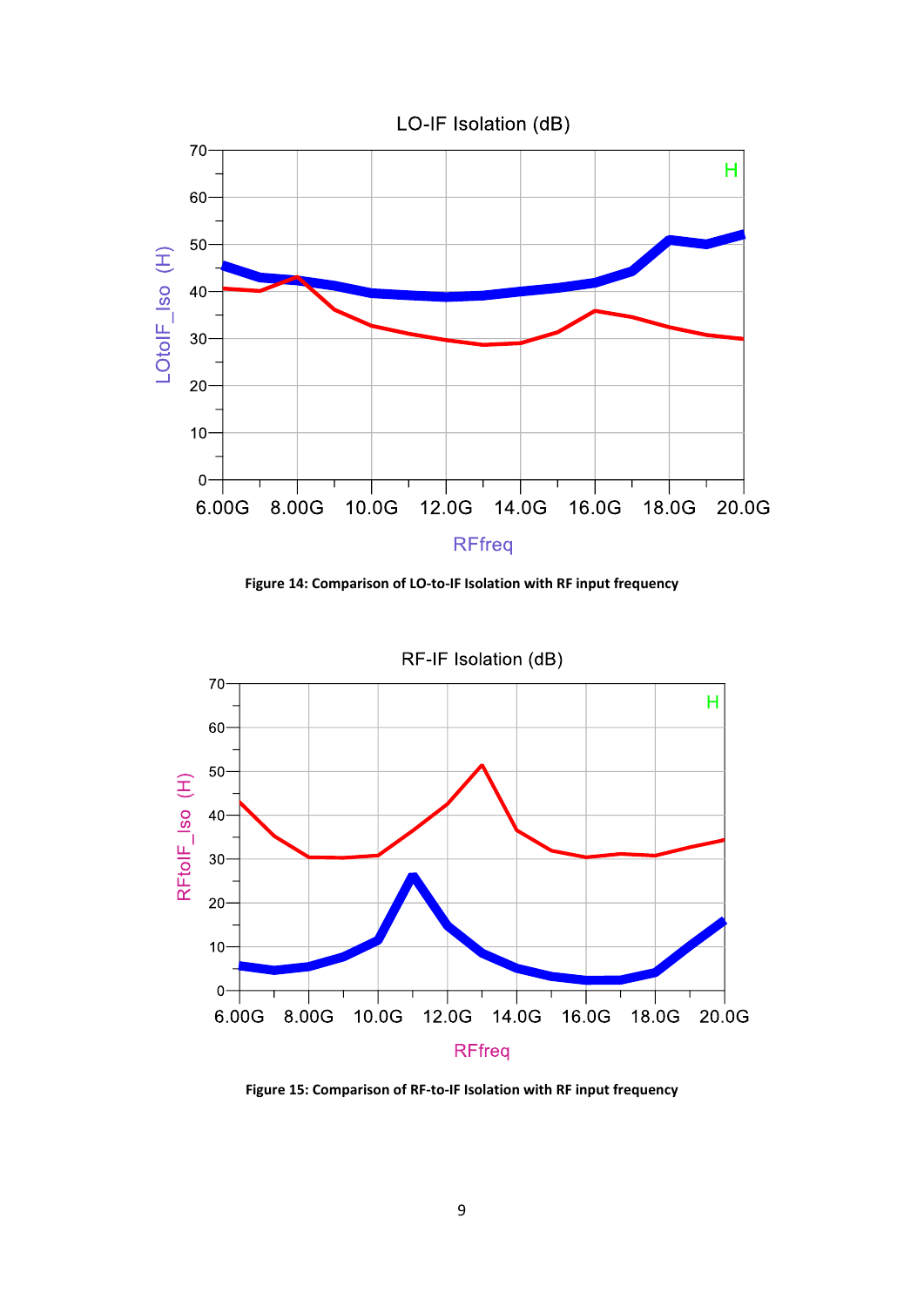Figure 14: Comparison of LO-to-IF Isolation with RF input frequency

Figure 15: Comparison of RF-to-IF Isolation with RF input frequency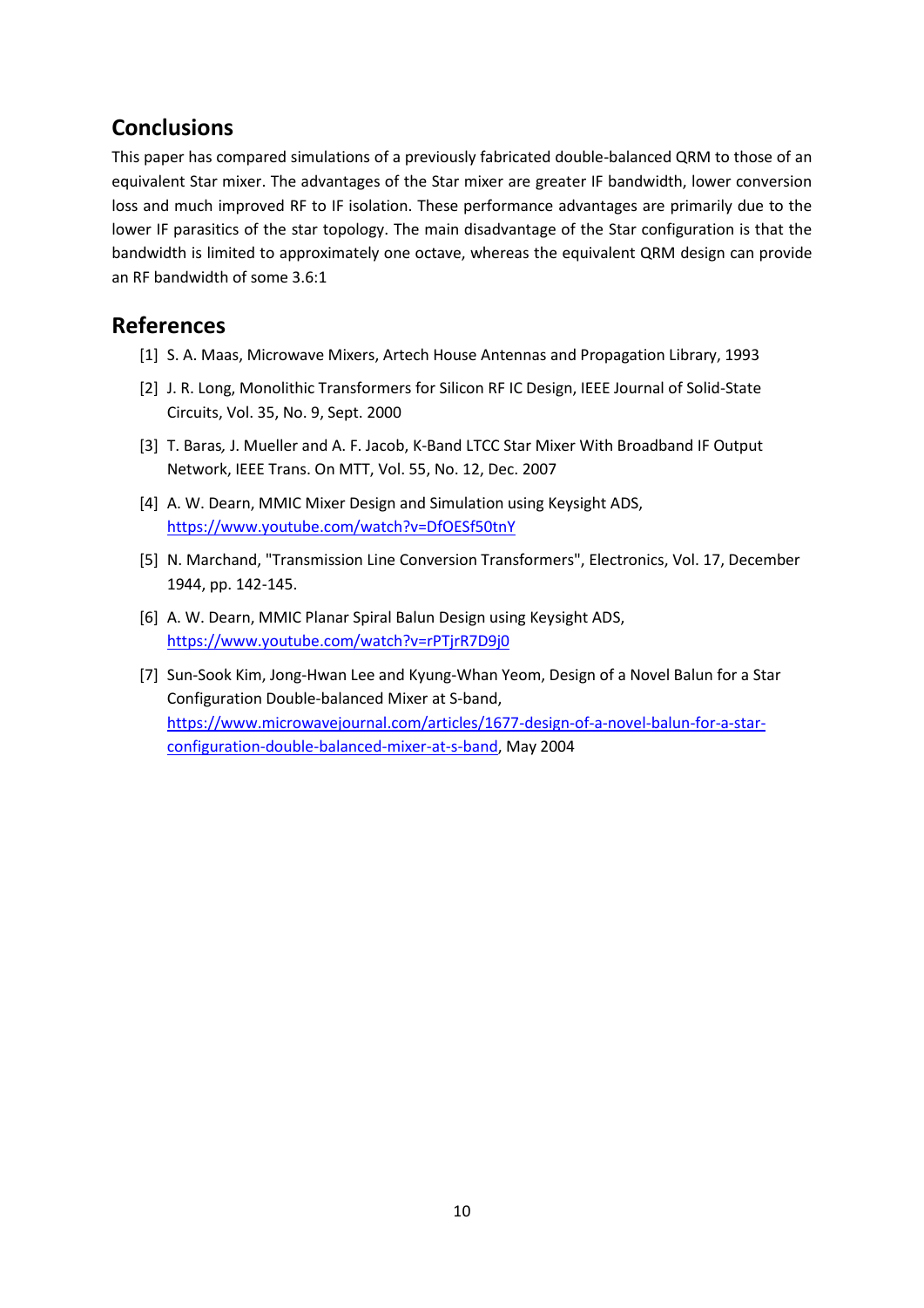## Conclusions

This paper has compared simulations of a previously fabricated double-balanced QRM to those of an equivalent Star mixer. The advantages of the Star mixer are greater IF bandwidth, lower conversion loss and much improved RF to IF isolation. These performance advantages are primarily due to the lower IF parasitics of the star topology. The main disadvantage of the Star configuration is that the bandwidth is limited to approximately one octave, whereas the equivalent QRM design can provide an RF bandwidth of some 3.6:1

## References

[1] S. A. Maas, Microwave Mixers, Artech House Antennas and Propagation Library, 1993

[2] J. R. Long, Monolithic Transformers for Silicon RF IC Design, IEEE Journal of Solid-State Circuits, Vol. 35, No. 9, Sept. 2000

[3] T. Baras, J. Mueller and A. F. Jacob, K-Band LTCC Star Mixer With Broadband IF Output Network, IEEE Trans. On MTT, Vol. 55, No. 12, Dec. 2007

[4] A. W. Dearn, MMIC Mixer Design and Simulation using Keysight ADS, https://www.youtube.com/watch?v=DfOESf50tnY

[5] N. Marchand, "Transmission Line Conversion Transformers", Electronics, Vol. 17, December 1944, pp. 142-145.

[6] A. W. Dearn, MMIC Planar Spiral Balun Design using Keysight ADS, https://www.youtube.com/watch?v=rPTjrR7D9j0

[7] Sun-Sook Kim, Jong-Hwan Lee and Kyung-Whan Yeom, Design of a Novel Balun for a Star Configuration Double-balanced Mixer at S-band, https://www.microwavejournal.com/articles/1677-design-of-a-novel-balun-for-a-star-configuration-double-balanced-mixer-at-s-band, May 2004